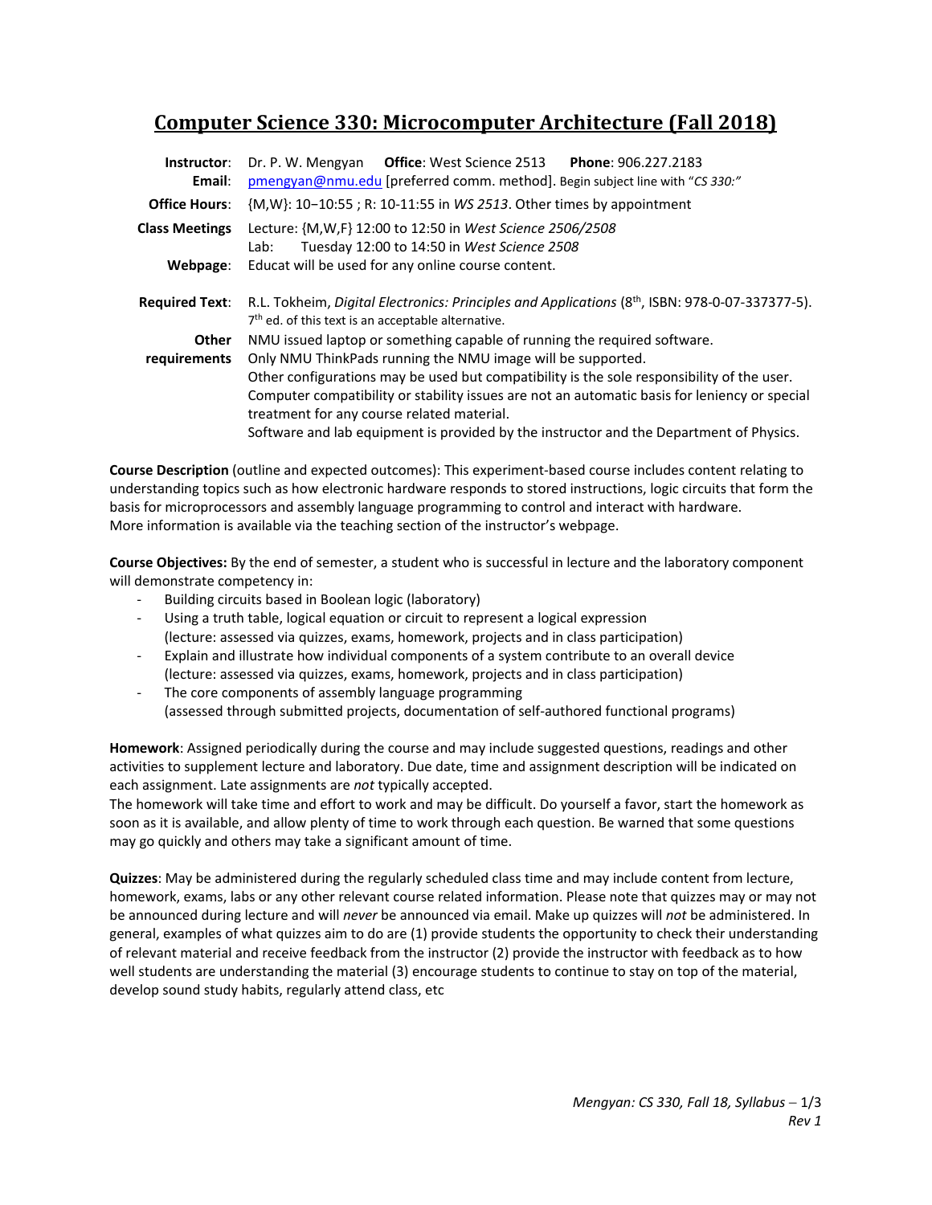# Computer Science 330: Microcomputer Architecture (Fall 2018)

**Instructor**: Dr. P. W. Mengyan **Office**: West Science 2513 **Phone**: 906.227.2183
**Email**: pmengyan@nmu.edu [preferred comm. method]. Begin subject line with "*CS 330:*"

**Office Hours**: {M,W}: 10–10:55 ; R: 10-11:55 in *WS 2513*. Other times by appointment

**Class Meetings** Lecture: {M,W,F} 12:00 to 12:50 in *West Science 2506/2508*
Lab: Tuesday 12:00 to 14:50 in *West Science 2508*

**Webpage**: Educat will be used for any online course content.

**Required Text**: R.L. Tokheim, *Digital Electronics: Principles and Applications* (8th, ISBN: 978-0-07-337377-5). 7th ed. of this text is an acceptable alternative.

**Other requirements** NMU issued laptop or something capable of running the required software.
Only NMU ThinkPads running the NMU image will be supported.
Other configurations may be used but compatibility is the sole responsibility of the user.
Computer compatibility or stability issues are not an automatic basis for leniency or special treatment for any course related material.
Software and lab equipment is provided by the instructor and the Department of Physics.

**Course Description** (outline and expected outcomes): This experiment-based course includes content relating to understanding topics such as how electronic hardware responds to stored instructions, logic circuits that form the basis for microprocessors and assembly language programming to control and interact with hardware.
More information is available via the teaching section of the instructor's webpage.

**Course Objectives:** By the end of semester, a student who is successful in lecture and the laboratory component will demonstrate competency in:

- Building circuits based in Boolean logic (laboratory)
- Using a truth table, logical equation or circuit to represent a logical expression
  (lecture: assessed via quizzes, exams, homework, projects and in class participation)
- Explain and illustrate how individual components of a system contribute to an overall device
  (lecture: assessed via quizzes, exams, homework, projects and in class participation)
- The core components of assembly language programming
  (assessed through submitted projects, documentation of self-authored functional programs)

**Homework**: Assigned periodically during the course and may include suggested questions, readings and other activities to supplement lecture and laboratory. Due date, time and assignment description will be indicated on each assignment. Late assignments are *not* typically accepted.
The homework will take time and effort to work and may be difficult. Do yourself a favor, start the homework as soon as it is available, and allow plenty of time to work through each question. Be warned that some questions may go quickly and others may take a significant amount of time.

**Quizzes**: May be administered during the regularly scheduled class time and may include content from lecture, homework, exams, labs or any other relevant course related information. Please note that quizzes may or may not be announced during lecture and will *never* be announced via email. Make up quizzes will *not* be administered. In general, examples of what quizzes aim to do are (1) provide students the opportunity to check their understanding of relevant material and receive feedback from the instructor (2) provide the instructor with feedback as to how well students are understanding the material (3) encourage students to continue to stay on top of the material, develop sound study habits, regularly attend class, etc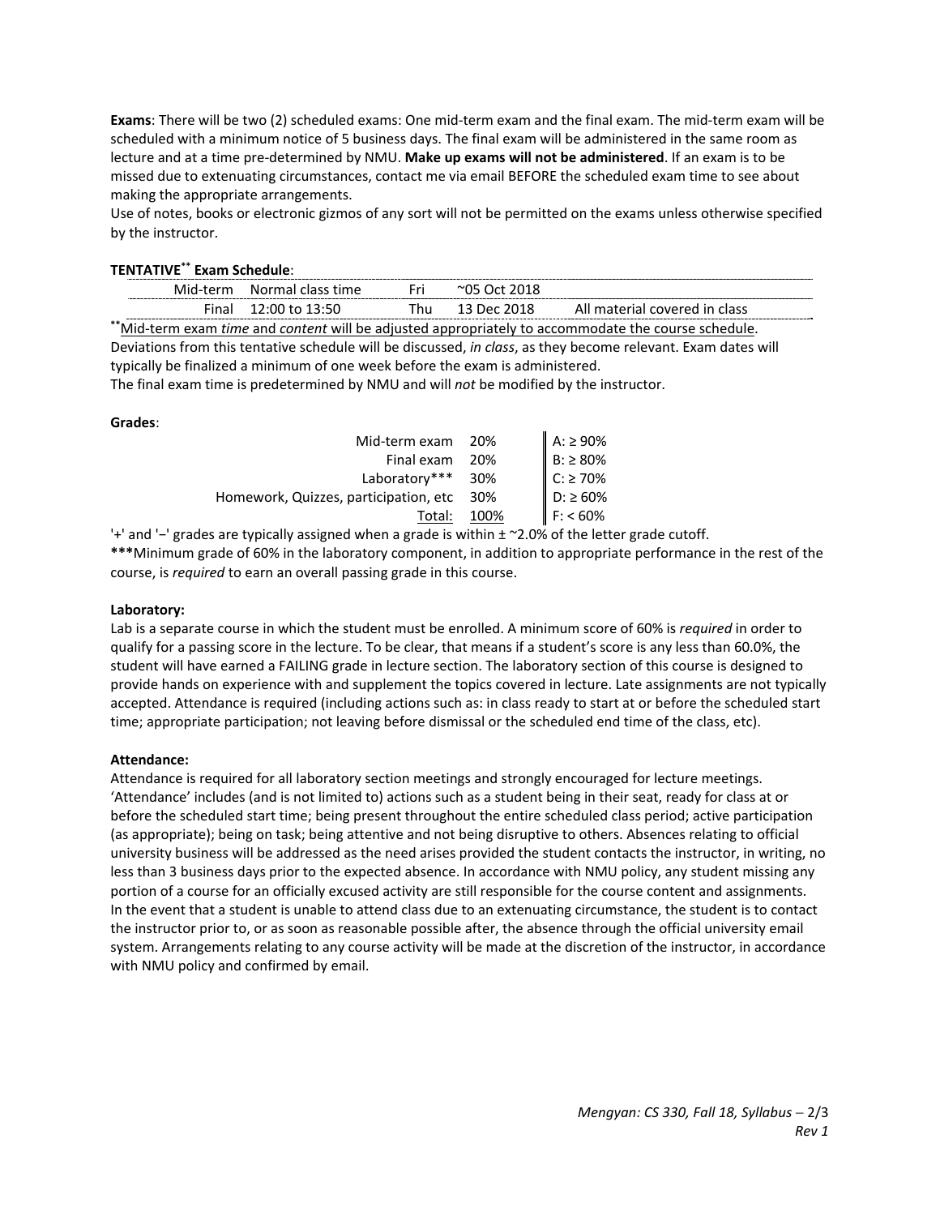**Exams**: There will be two (2) scheduled exams: One mid-term exam and the final exam. The mid-term exam will be scheduled with a minimum notice of 5 business days. The final exam will be administered in the same room as lecture and at a time pre-determined by NMU. **Make up exams will not be administered**. If an exam is to be missed due to extenuating circumstances, contact me via email BEFORE the scheduled exam time to see about making the appropriate arrangements.
Use of notes, books or electronic gizmos of any sort will not be permitted on the exams unless otherwise specified by the instructor.

**TENTATIVE**[**] **Exam Schedule**:

| | | | | |
|---|---|---|---|---|
| Mid-term | Normal class time | Fri | ~05 Oct 2018 | |
| Final | 12:00 to 13:50 | Thu | 13 Dec 2018 | All material covered in class |

[**]Mid-term exam *time* and *content* will be adjusted appropriately to accommodate the course schedule.
Deviations from this tentative schedule will be discussed, *in class*, as they become relevant. Exam dates will typically be finalized a minimum of one week before the exam is administered.
The final exam time is predetermined by NMU and will *not* be modified by the instructor.

**Grades**:

| Component | Weight | Grade |
|---|---|---|
| Mid-term exam | 20% | A: ≥ 90% |
| Final exam | 20% | B: ≥ 80% |
| Laboratory*** | 30% | C: ≥ 70% |
| Homework, Quizzes, participation, etc | 30% | D: ≥ 60% |
| Total: | 100% | F: < 60% |

'+' and '−' grades are typically assigned when a grade is within ± ~2.0% of the letter grade cutoff.
*****Minimum grade of 60% in the laboratory component, in addition to appropriate performance in the rest of the course, is *required* to earn an overall passing grade in this course.

**Laboratory:**
Lab is a separate course in which the student must be enrolled. A minimum score of 60% is *required* in order to qualify for a passing score in the lecture. To be clear, that means if a student's score is any less than 60.0%, the student will have earned a FAILING grade in lecture section. The laboratory section of this course is designed to provide hands on experience with and supplement the topics covered in lecture. Late assignments are not typically accepted. Attendance is required (including actions such as: in class ready to start at or before the scheduled start time; appropriate participation; not leaving before dismissal or the scheduled end time of the class, etc).

**Attendance:**
Attendance is required for all laboratory section meetings and strongly encouraged for lecture meetings. 'Attendance' includes (and is not limited to) actions such as a student being in their seat, ready for class at or before the scheduled start time; being present throughout the entire scheduled class period; active participation (as appropriate); being on task; being attentive and not being disruptive to others. Absences relating to official university business will be addressed as the need arises provided the student contacts the instructor, in writing, no less than 3 business days prior to the expected absence. In accordance with NMU policy, any student missing any portion of a course for an officially excused activity are still responsible for the course content and assignments.
In the event that a student is unable to attend class due to an extenuating circumstance, the student is to contact the instructor prior to, or as soon as reasonable possible after, the absence through the official university email system. Arrangements relating to any course activity will be made at the discretion of the instructor, in accordance with NMU policy and confirmed by email.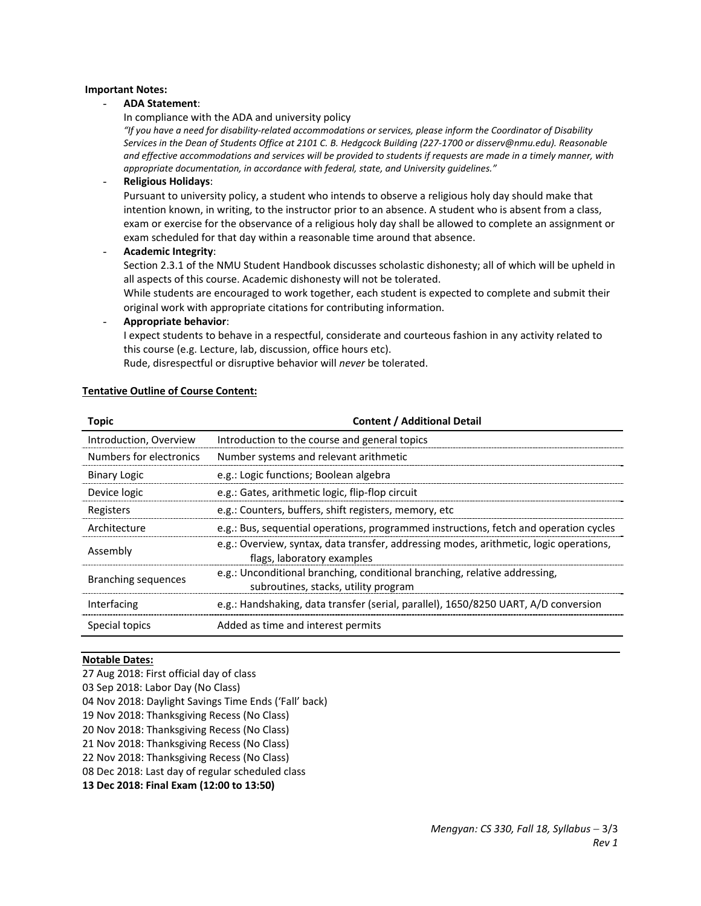**Important Notes:**

- **ADA Statement**:
  In compliance with the ADA and university policy
  *"If you have a need for disability-related accommodations or services, please inform the Coordinator of Disability Services in the Dean of Students Office at 2101 C. B. Hedgcock Building (227-1700 or disserv@nmu.edu). Reasonable and effective accommodations and services will be provided to students if requests are made in a timely manner, with appropriate documentation, in accordance with federal, state, and University guidelines."*
- **Religious Holidays**:
  Pursuant to university policy, a student who intends to observe a religious holy day should make that intention known, in writing, to the instructor prior to an absence. A student who is absent from a class, exam or exercise for the observance of a religious holy day shall be allowed to complete an assignment or exam scheduled for that day within a reasonable time around that absence.
- **Academic Integrity**:
  Section 2.3.1 of the NMU Student Handbook discusses scholastic dishonesty; all of which will be upheld in all aspects of this course. Academic dishonesty will not be tolerated.
  While students are encouraged to work together, each student is expected to complete and submit their original work with appropriate citations for contributing information.
- **Appropriate behavior**:
  I expect students to behave in a respectful, considerate and courteous fashion in any activity related to this course (e.g. Lecture, lab, discussion, office hours etc).
  Rude, disrespectful or disruptive behavior will *never* be tolerated.

**Tentative Outline of Course Content:**

| Topic | Content / Additional Detail |
|---|---|
| Introduction, Overview | Introduction to the course and general topics |
| Numbers for electronics | Number systems and relevant arithmetic |
| Binary Logic | e.g.: Logic functions; Boolean algebra |
| Device logic | e.g.: Gates, arithmetic logic, flip-flop circuit |
| Registers | e.g.: Counters, buffers, shift registers, memory, etc |
| Architecture | e.g.: Bus, sequential operations, programmed instructions, fetch and operation cycles |
| Assembly | e.g.: Overview, syntax, data transfer, addressing modes, arithmetic, logic operations, flags, laboratory examples |
| Branching sequences | e.g.: Unconditional branching, conditional branching, relative addressing, subroutines, stacks, utility program |
| Interfacing | e.g.: Handshaking, data transfer (serial, parallel), 1650/8250 UART, A/D conversion |
| Special topics | Added as time and interest permits |

**Notable Dates:**

27 Aug 2018: First official day of class
03 Sep 2018: Labor Day (No Class)
04 Nov 2018: Daylight Savings Time Ends ('Fall' back)
19 Nov 2018: Thanksgiving Recess (No Class)
20 Nov 2018: Thanksgiving Recess (No Class)
21 Nov 2018: Thanksgiving Recess (No Class)
22 Nov 2018: Thanksgiving Recess (No Class)
08 Dec 2018: Last day of regular scheduled class
**13 Dec 2018: Final Exam (12:00 to 13:50)**